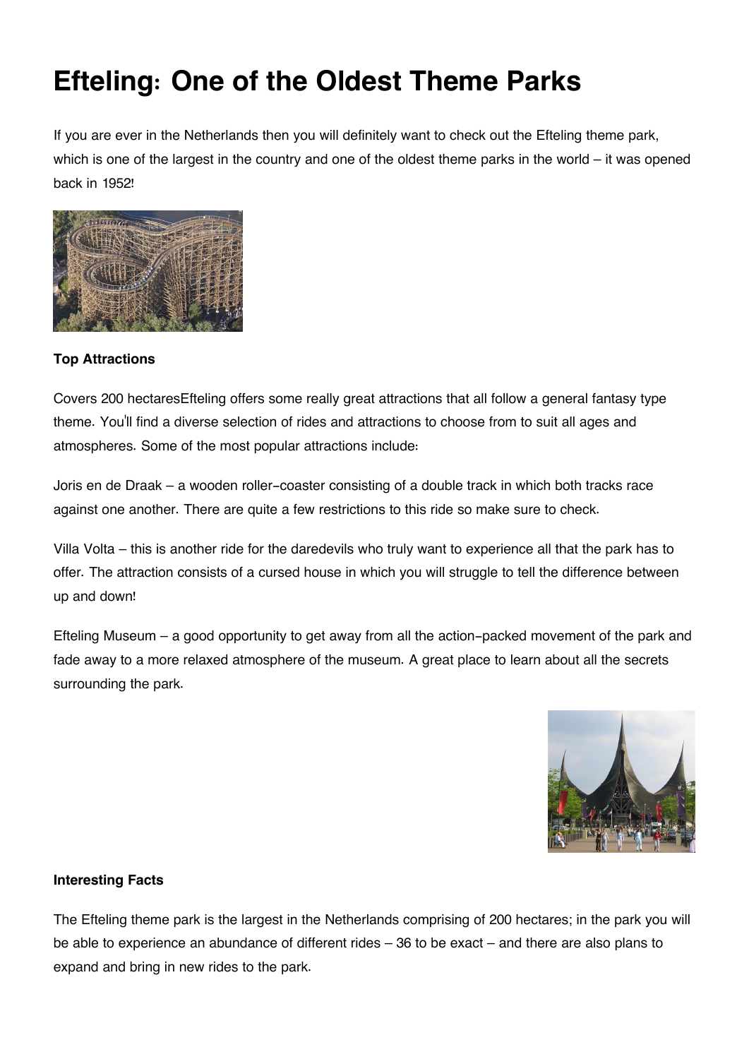# Efteling: One of the Oldest Theme Parks

If you are ever in the Netherlands then you will definitely want to check out the Efteling theme park, which is one of the largest in the country and one of the oldest theme parks in the world – it was opened back in 1952!

**Top Attractions**

Covers 200 hectaresEfteling offers some really great attractions that all follow a general fantasy type theme. You'll find a diverse selection of rides and attractions to choose from to suit all ages and atmospheres. Some of the most popular attractions include:

Joris en de Draak – a wooden roller-coaster consisting of a double track in which both tracks race against one another. There are quite a few restrictions to this ride so make sure to check.

Villa Volta – this is another ride for the daredevils who truly want to experience all that the park has to offer. The attraction consists of a cursed house in which you will struggle to tell the difference between up and down!

Efteling Museum – a good opportunity to get away from all the action-packed movement of the park and fade away to a more relaxed atmosphere of the museum. A great place to learn about all the secrets surrounding the park.

**Interesting Facts**

The Efteling theme park is the largest in the Netherlands comprising of 200 hectares; in the park you will be able to experience an abundance of different rides – 36 to be exact – and there are also plans to expand and bring in new rides to the park.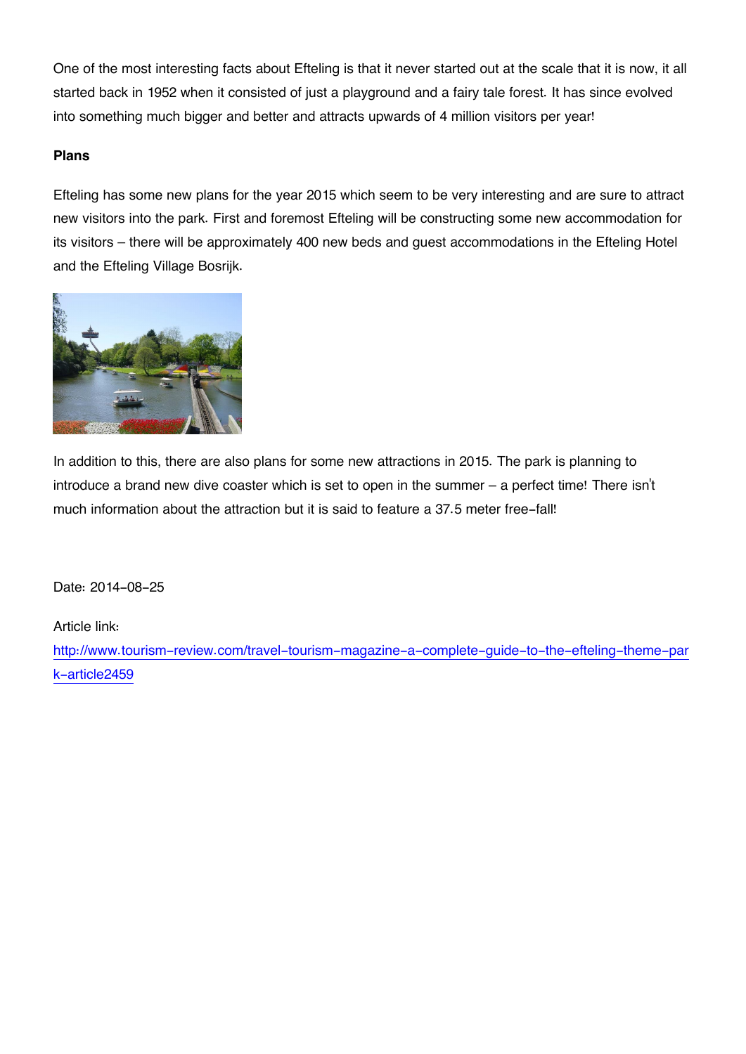One of the most interesting facts about Efteling is that it never started out at the scale that it is now, it all started back in 1952 when it consisted of just a playground and a fairy tale forest. It has since evolved into something much bigger and better and attracts upwards of 4 million visitors per year!

**Plans**

Efteling has some new plans for the year 2015 which seem to be very interesting and are sure to attract new visitors into the park. First and foremost Efteling will be constructing some new accommodation for its visitors – there will be approximately 400 new beds and guest accommodations in the Efteling Hotel and the Efteling Village Bosrijk.

In addition to this, there are also plans for some new attractions in 2015. The park is planning to introduce a brand new dive coaster which is set to open in the summer – a perfect time! There isn't much information about the attraction but it is said to feature a 37.5 meter free-fall!

Date: 2014-08-25

Article link:
[http://www.tourism-review.com/travel-tourism-magazine-a-complete-guide-to-the-efteling-theme-park-article2459](http://www.tourism-review.com/travel-tourism-magazine-a-complete-guide-to-the-efteling-theme-park-article2459)